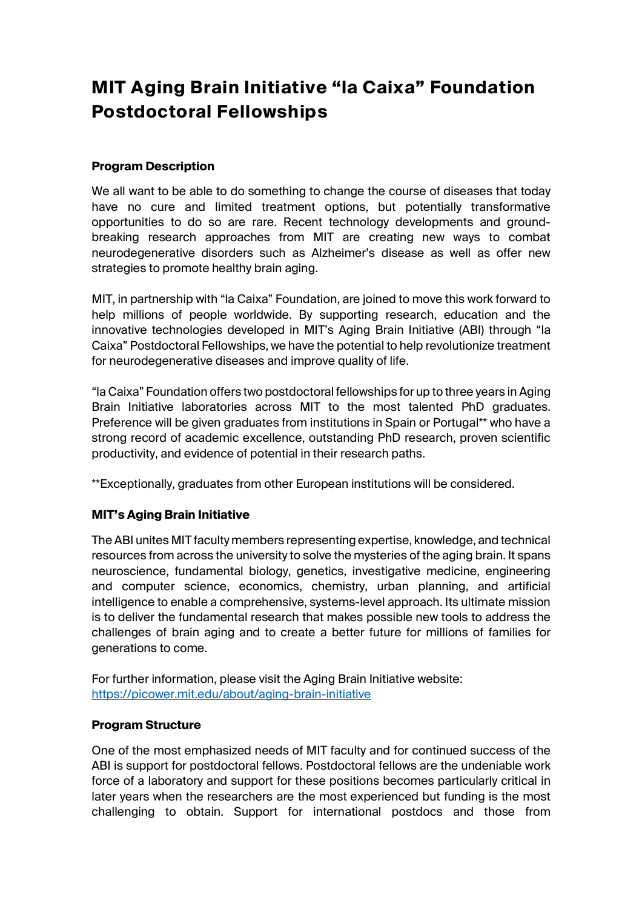# MIT Aging Brain Initiative "la Caixa" Foundation Postdoctoral Fellowships

### Program Description

We all want to be able to do something to change the course of diseases that today have no cure and limited treatment options, but potentially transformative opportunities to do so are rare. Recent technology developments and ground-breaking research approaches from MIT are creating new ways to combat neurodegenerative disorders such as Alzheimer's disease as well as offer new strategies to promote healthy brain aging.

MIT, in partnership with "la Caixa" Foundation, are joined to move this work forward to help millions of people worldwide. By supporting research, education and the innovative technologies developed in MIT's Aging Brain Initiative (ABI) through "la Caixa" Postdoctoral Fellowships, we have the potential to help revolutionize treatment for neurodegenerative diseases and improve quality of life.

"la Caixa" Foundation offers two postdoctoral fellowships for up to three years in Aging Brain Initiative laboratories across MIT to the most talented PhD graduates. Preference will be given graduates from institutions in Spain or Portugal** who have a strong record of academic excellence, outstanding PhD research, proven scientific productivity, and evidence of potential in their research paths.

**Exceptionally, graduates from other European institutions will be considered.

### MIT's Aging Brain Initiative

The ABI unites MIT faculty members representing expertise, knowledge, and technical resources from across the university to solve the mysteries of the aging brain. It spans neuroscience, fundamental biology, genetics, investigative medicine, engineering and computer science, economics, chemistry, urban planning, and artificial intelligence to enable a comprehensive, systems-level approach. Its ultimate mission is to deliver the fundamental research that makes possible new tools to address the challenges of brain aging and to create a better future for millions of families for generations to come.

For further information, please visit the Aging Brain Initiative website:
[https://picower.mit.edu/about/aging-brain-initiative](https://picower.mit.edu/about/aging-brain-initiative)

### Program Structure

One of the most emphasized needs of MIT faculty and for continued success of the ABI is support for postdoctoral fellows. Postdoctoral fellows are the undeniable work force of a laboratory and support for these positions becomes particularly critical in later years when the researchers are the most experienced but funding is the most challenging to obtain. Support for international postdocs and those from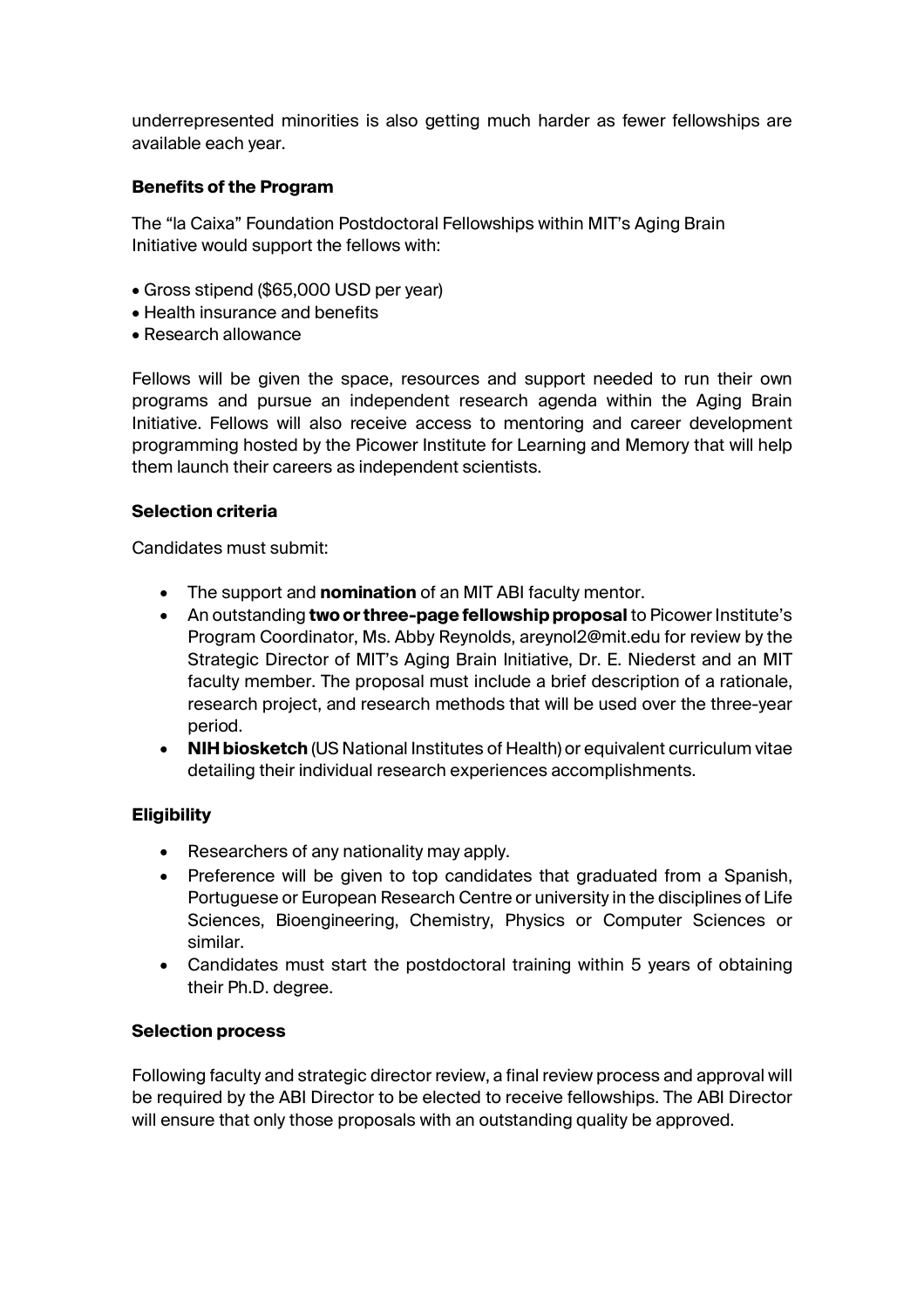underrepresented minorities is also getting much harder as fewer fellowships are available each year.

**Benefits of the Program**

The "la Caixa" Foundation Postdoctoral Fellowships within MIT's Aging Brain Initiative would support the fellows with:

- Gross stipend ($65,000 USD per year)
- Health insurance and benefits
- Research allowance

Fellows will be given the space, resources and support needed to run their own programs and pursue an independent research agenda within the Aging Brain Initiative. Fellows will also receive access to mentoring and career development programming hosted by the Picower Institute for Learning and Memory that will help them launch their careers as independent scientists.

**Selection criteria**

Candidates must submit:

- The support and **nomination** of an MIT ABI faculty mentor.
- An outstanding **two or three-page fellowship proposal** to Picower Institute's Program Coordinator, Ms. Abby Reynolds, areynol2@mit.edu for review by the Strategic Director of MIT's Aging Brain Initiative, Dr. E. Niederst and an MIT faculty member. The proposal must include a brief description of a rationale, research project, and research methods that will be used over the three-year period.
- **NIH biosketch** (US National Institutes of Health) or equivalent curriculum vitae detailing their individual research experiences accomplishments.

**Eligibility**

- Researchers of any nationality may apply.
- Preference will be given to top candidates that graduated from a Spanish, Portuguese or European Research Centre or university in the disciplines of Life Sciences, Bioengineering, Chemistry, Physics or Computer Sciences or similar.
- Candidates must start the postdoctoral training within 5 years of obtaining their Ph.D. degree.

**Selection process**

Following faculty and strategic director review, a final review process and approval will be required by the ABI Director to be elected to receive fellowships. The ABI Director will ensure that only those proposals with an outstanding quality be approved.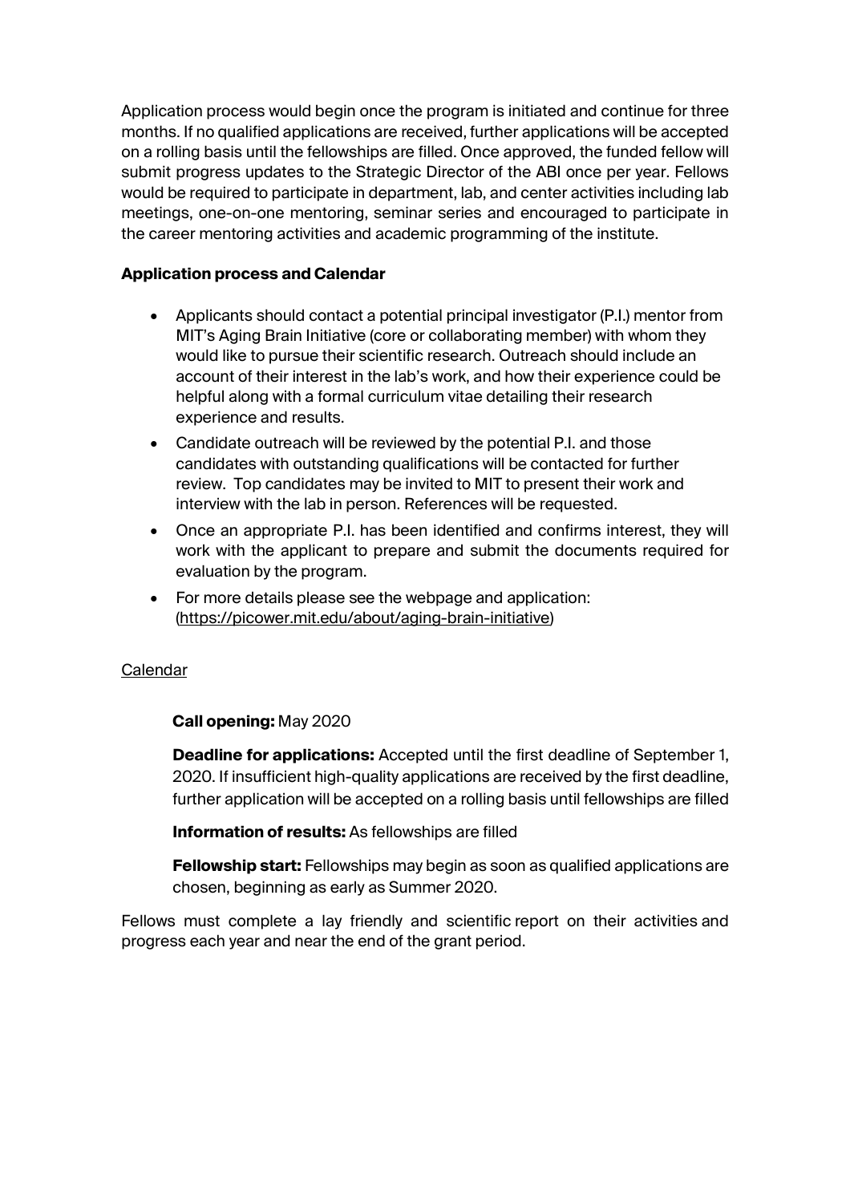Application process would begin once the program is initiated and continue for three months. If no qualified applications are received, further applications will be accepted on a rolling basis until the fellowships are filled. Once approved, the funded fellow will submit progress updates to the Strategic Director of the ABI once per year. Fellows would be required to participate in department, lab, and center activities including lab meetings, one-on-one mentoring, seminar series and encouraged to participate in the career mentoring activities and academic programming of the institute.

**Application process and Calendar**

- Applicants should contact a potential principal investigator (P.I.) mentor from MIT's Aging Brain Initiative (core or collaborating member) with whom they would like to pursue their scientific research. Outreach should include an account of their interest in the lab's work, and how their experience could be helpful along with a formal curriculum vitae detailing their research experience and results.
- Candidate outreach will be reviewed by the potential P.I. and those candidates with outstanding qualifications will be contacted for further review. Top candidates may be invited to MIT to present their work and interview with the lab in person. References will be requested.
- Once an appropriate P.I. has been identified and confirms interest, they will work with the applicant to prepare and submit the documents required for evaluation by the program.
- For more details please see the webpage and application: (https://picower.mit.edu/about/aging-brain-initiative)

Calendar

**Call opening:** May 2020

**Deadline for applications:** Accepted until the first deadline of September 1, 2020. If insufficient high-quality applications are received by the first deadline, further application will be accepted on a rolling basis until fellowships are filled

**Information of results:** As fellowships are filled

**Fellowship start:** Fellowships may begin as soon as qualified applications are chosen, beginning as early as Summer 2020.

Fellows must complete a lay friendly and scientific report on their activities and progress each year and near the end of the grant period.